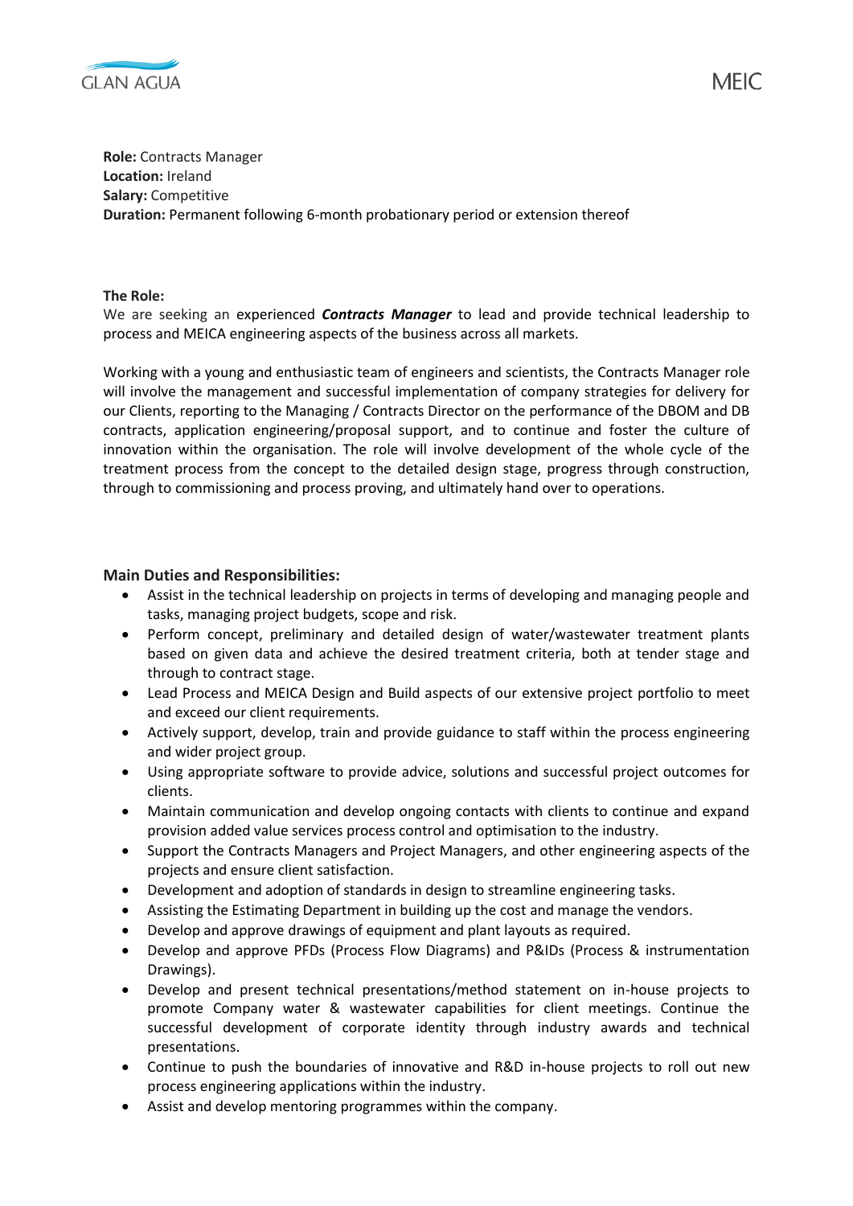**Role:** Contracts Manager
**Location:** Ireland
**Salary:** Competitive
**Duration:** Permanent following 6-month probationary period or extension thereof

**The Role:**
We are seeking an experienced ***Contracts Manager*** to lead and provide technical leadership to process and MEICA engineering aspects of the business across all markets.

Working with a young and enthusiastic team of engineers and scientists, the Contracts Manager role will involve the management and successful implementation of company strategies for delivery for our Clients, reporting to the Managing / Contracts Director on the performance of the DBOM and DB contracts, application engineering/proposal support, and to continue and foster the culture of innovation within the organisation. The role will involve development of the whole cycle of the treatment process from the concept to the detailed design stage, progress through construction, through to commissioning and process proving, and ultimately hand over to operations.

### Main Duties and Responsibilities:

- Assist in the technical leadership on projects in terms of developing and managing people and tasks, managing project budgets, scope and risk.
- Perform concept, preliminary and detailed design of water/wastewater treatment plants based on given data and achieve the desired treatment criteria, both at tender stage and through to contract stage.
- Lead Process and MEICA Design and Build aspects of our extensive project portfolio to meet and exceed our client requirements.
- Actively support, develop, train and provide guidance to staff within the process engineering and wider project group.
- Using appropriate software to provide advice, solutions and successful project outcomes for clients.
- Maintain communication and develop ongoing contacts with clients to continue and expand provision added value services process control and optimisation to the industry.
- Support the Contracts Managers and Project Managers, and other engineering aspects of the projects and ensure client satisfaction.
- Development and adoption of standards in design to streamline engineering tasks.
- Assisting the Estimating Department in building up the cost and manage the vendors.
- Develop and approve drawings of equipment and plant layouts as required.
- Develop and approve PFDs (Process Flow Diagrams) and P&IDs (Process & instrumentation Drawings).
- Develop and present technical presentations/method statement on in-house projects to promote Company water & wastewater capabilities for client meetings. Continue the successful development of corporate identity through industry awards and technical presentations.
- Continue to push the boundaries of innovative and R&D in-house projects to roll out new process engineering applications within the industry.
- Assist and develop mentoring programmes within the company.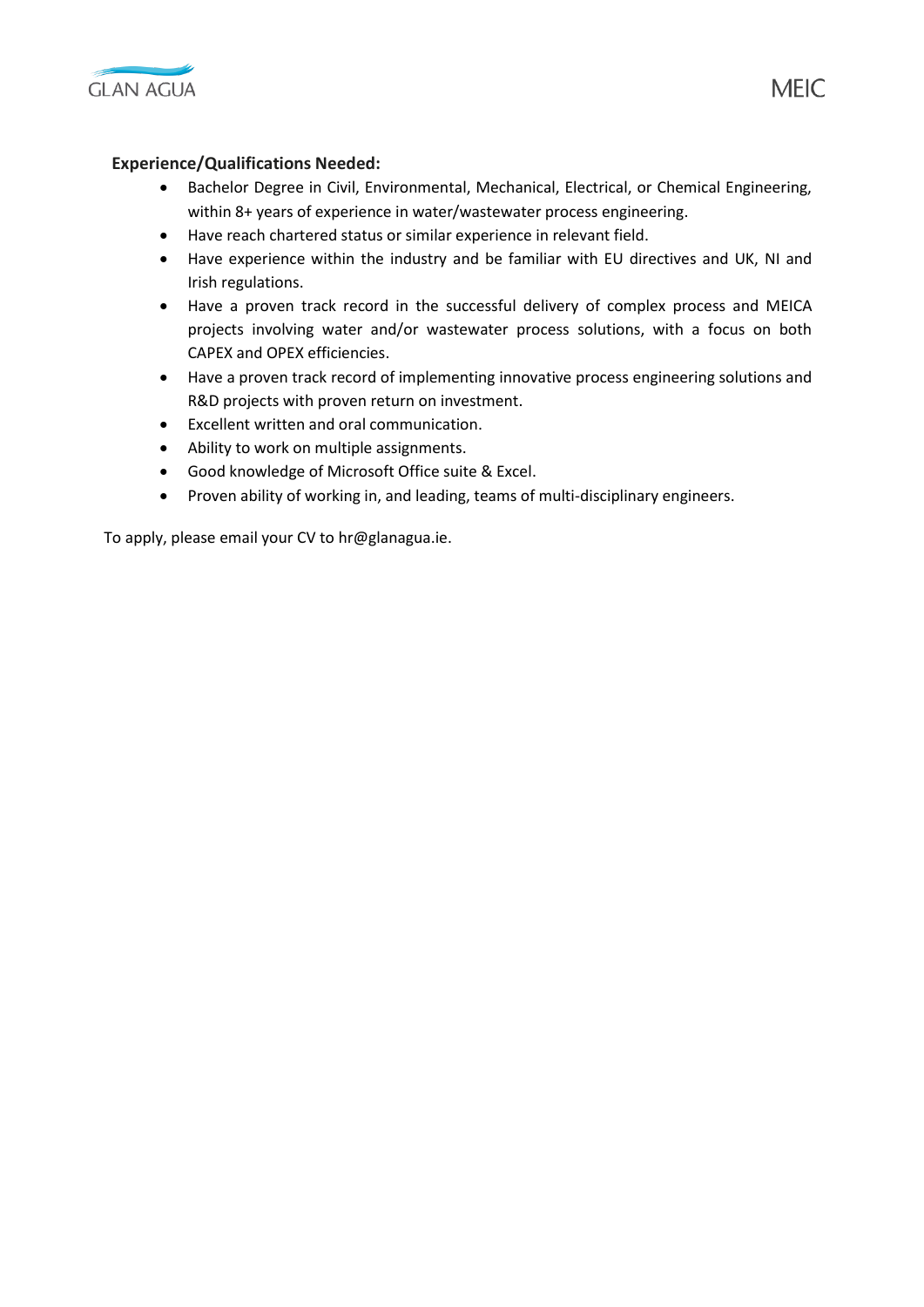**Experience/Qualifications Needed:**

- Bachelor Degree in Civil, Environmental, Mechanical, Electrical, or Chemical Engineering, within 8+ years of experience in water/wastewater process engineering.
- Have reach chartered status or similar experience in relevant field.
- Have experience within the industry and be familiar with EU directives and UK, NI and Irish regulations.
- Have a proven track record in the successful delivery of complex process and MEICA projects involving water and/or wastewater process solutions, with a focus on both CAPEX and OPEX efficiencies.
- Have a proven track record of implementing innovative process engineering solutions and R&D projects with proven return on investment.
- Excellent written and oral communication.
- Ability to work on multiple assignments.
- Good knowledge of Microsoft Office suite & Excel.
- Proven ability of working in, and leading, teams of multi-disciplinary engineers.

To apply, please email your CV to hr@glanagua.ie.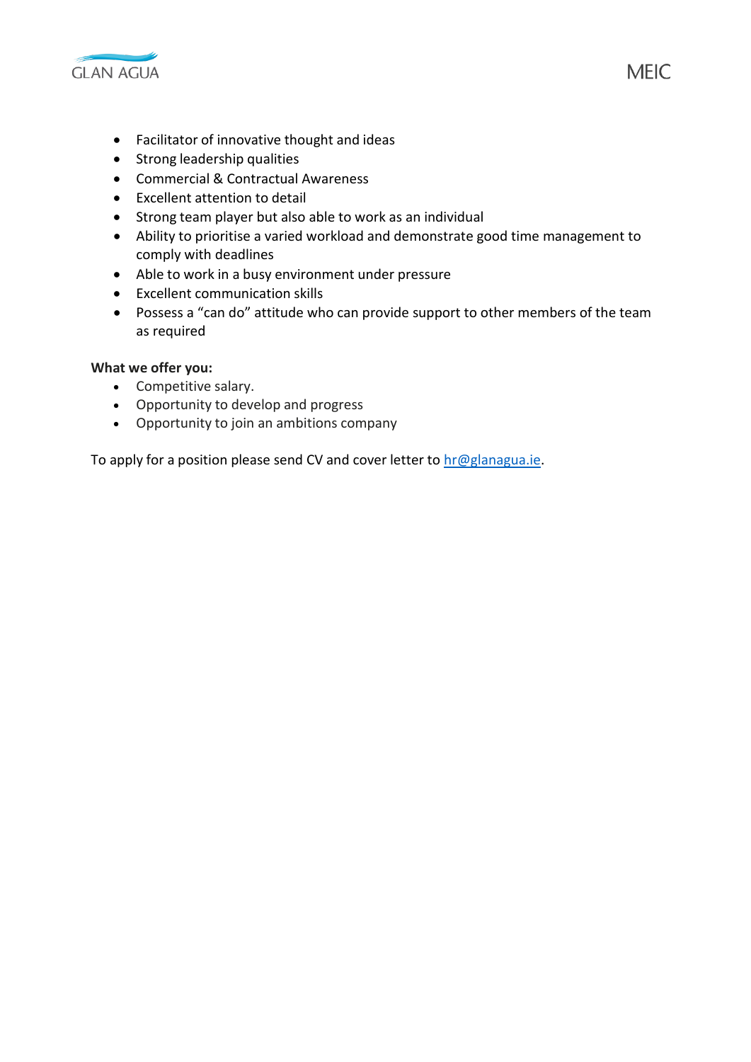- Facilitator of innovative thought and ideas
- Strong leadership qualities
- Commercial & Contractual Awareness
- Excellent attention to detail
- Strong team player but also able to work as an individual
- Ability to prioritise a varied workload and demonstrate good time management to comply with deadlines
- Able to work in a busy environment under pressure
- Excellent communication skills
- Possess a “can do” attitude who can provide support to other members of the team as required

**What we offer you:**

- Competitive salary.
- Opportunity to develop and progress
- Opportunity to join an ambitions company

To apply for a position please send CV and cover letter to hr@glanagua.ie.